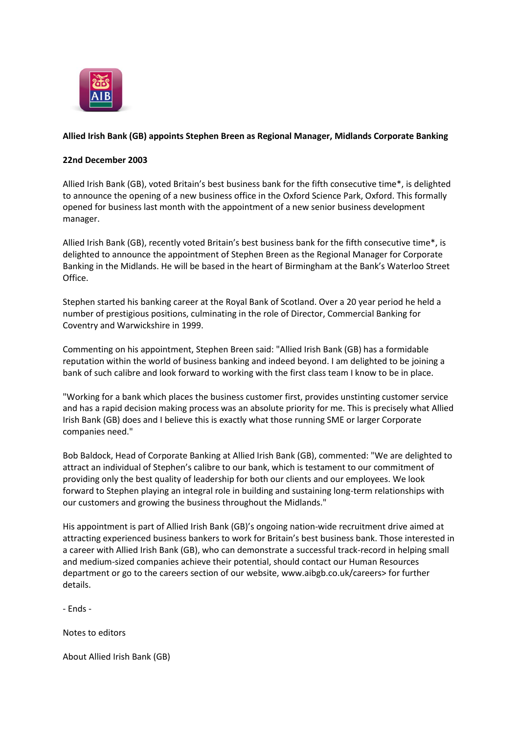**Allied Irish Bank (GB) appoints Stephen Breen as Regional Manager, Midlands Corporate Banking**

**22nd December 2003**

Allied Irish Bank (GB), voted Britain's best business bank for the fifth consecutive time*, is delighted to announce the opening of a new business office in the Oxford Science Park, Oxford. This formally opened for business last month with the appointment of a new senior business development manager.

Allied Irish Bank (GB), recently voted Britain's best business bank for the fifth consecutive time*, is delighted to announce the appointment of Stephen Breen as the Regional Manager for Corporate Banking in the Midlands. He will be based in the heart of Birmingham at the Bank's Waterloo Street Office.

Stephen started his banking career at the Royal Bank of Scotland. Over a 20 year period he held a number of prestigious positions, culminating in the role of Director, Commercial Banking for Coventry and Warwickshire in 1999.

Commenting on his appointment, Stephen Breen said: "Allied Irish Bank (GB) has a formidable reputation within the world of business banking and indeed beyond. I am delighted to be joining a bank of such calibre and look forward to working with the first class team I know to be in place.

"Working for a bank which places the business customer first, provides unstinting customer service and has a rapid decision making process was an absolute priority for me. This is precisely what Allied Irish Bank (GB) does and I believe this is exactly what those running SME or larger Corporate companies need."

Bob Baldock, Head of Corporate Banking at Allied Irish Bank (GB), commented: "We are delighted to attract an individual of Stephen's calibre to our bank, which is testament to our commitment of providing only the best quality of leadership for both our clients and our employees. We look forward to Stephen playing an integral role in building and sustaining long-term relationships with our customers and growing the business throughout the Midlands."

His appointment is part of Allied Irish Bank (GB)'s ongoing nation-wide recruitment drive aimed at attracting experienced business bankers to work for Britain's best business bank. Those interested in a career with Allied Irish Bank (GB), who can demonstrate a successful track-record in helping small and medium-sized companies achieve their potential, should contact our Human Resources department or go to the careers section of our website, www.aibgb.co.uk/careers> for further details.

- Ends -

Notes to editors

About Allied Irish Bank (GB)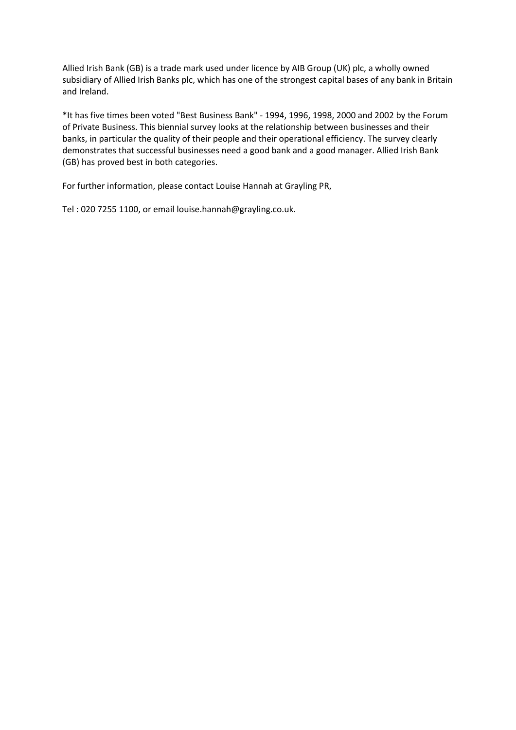Allied Irish Bank (GB) is a trade mark used under licence by AIB Group (UK) plc, a wholly owned subsidiary of Allied Irish Banks plc, which has one of the strongest capital bases of any bank in Britain and Ireland.

*It has five times been voted "Best Business Bank" - 1994, 1996, 1998, 2000 and 2002 by the Forum of Private Business. This biennial survey looks at the relationship between businesses and their banks, in particular the quality of their people and their operational efficiency. The survey clearly demonstrates that successful businesses need a good bank and a good manager. Allied Irish Bank (GB) has proved best in both categories.

For further information, please contact Louise Hannah at Grayling PR,

Tel : 020 7255 1100, or email louise.hannah@grayling.co.uk.